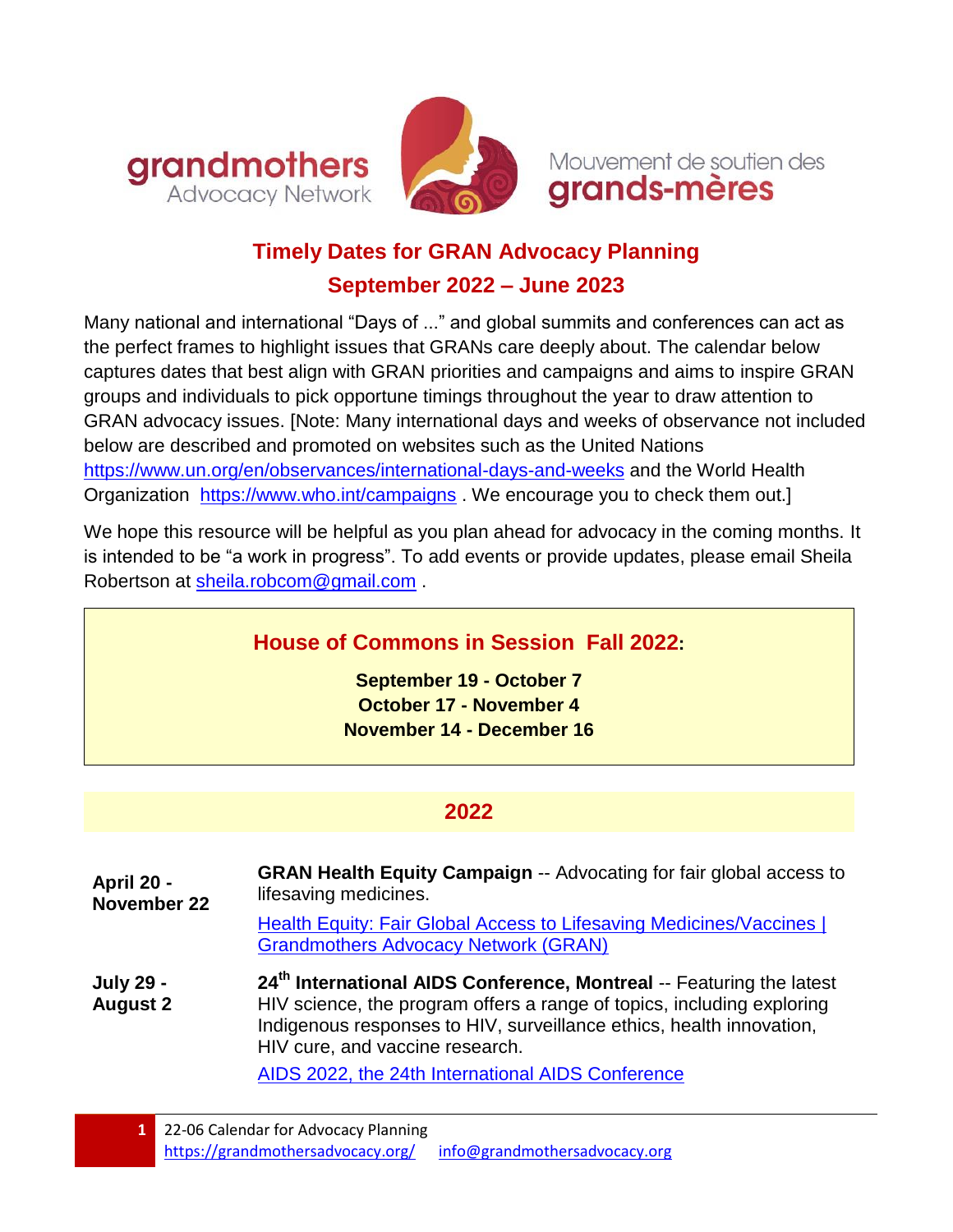grandmothers Advocacy Network

Mouvement de soutien des grands-mères

# Timely Dates for GRAN Advocacy Planning
## September 2022 – June 2023

Many national and international "Days of ..." and global summits and conferences can act as the perfect frames to highlight issues that GRANs care deeply about. The calendar below captures dates that best align with GRAN priorities and campaigns and aims to inspire GRAN groups and individuals to pick opportune timings throughout the year to draw attention to GRAN advocacy issues. [Note: Many international days and weeks of observance not included below are described and promoted on websites such as the United Nations https://www.un.org/en/observances/international-days-and-weeks and the World Health Organization https://www.who.int/campaigns . We encourage you to check them out.]

We hope this resource will be helpful as you plan ahead for advocacy in the coming months. It is intended to be "a work in progress". To add events or provide updates, please email Sheila Robertson at sheila.robcom@gmail.com .

### House of Commons in Session Fall 2022:

**September 19 - October 7**
**October 17 - November 4**
**November 14 - December 16**

## 2022

| | |
|---|---|
| **April 20 - November 22** | **GRAN Health Equity Campaign** -- Advocating for fair global access to lifesaving medicines.<br>Health Equity: Fair Global Access to Lifesaving Medicines/Vaccines \| Grandmothers Advocacy Network (GRAN) |
| **July 29 - August 2** | **24th International AIDS Conference, Montreal** -- Featuring the latest HIV science, the program offers a range of topics, including exploring Indigenous responses to HIV, surveillance ethics, health innovation, HIV cure, and vaccine research.<br>AIDS 2022, the 24th International AIDS Conference |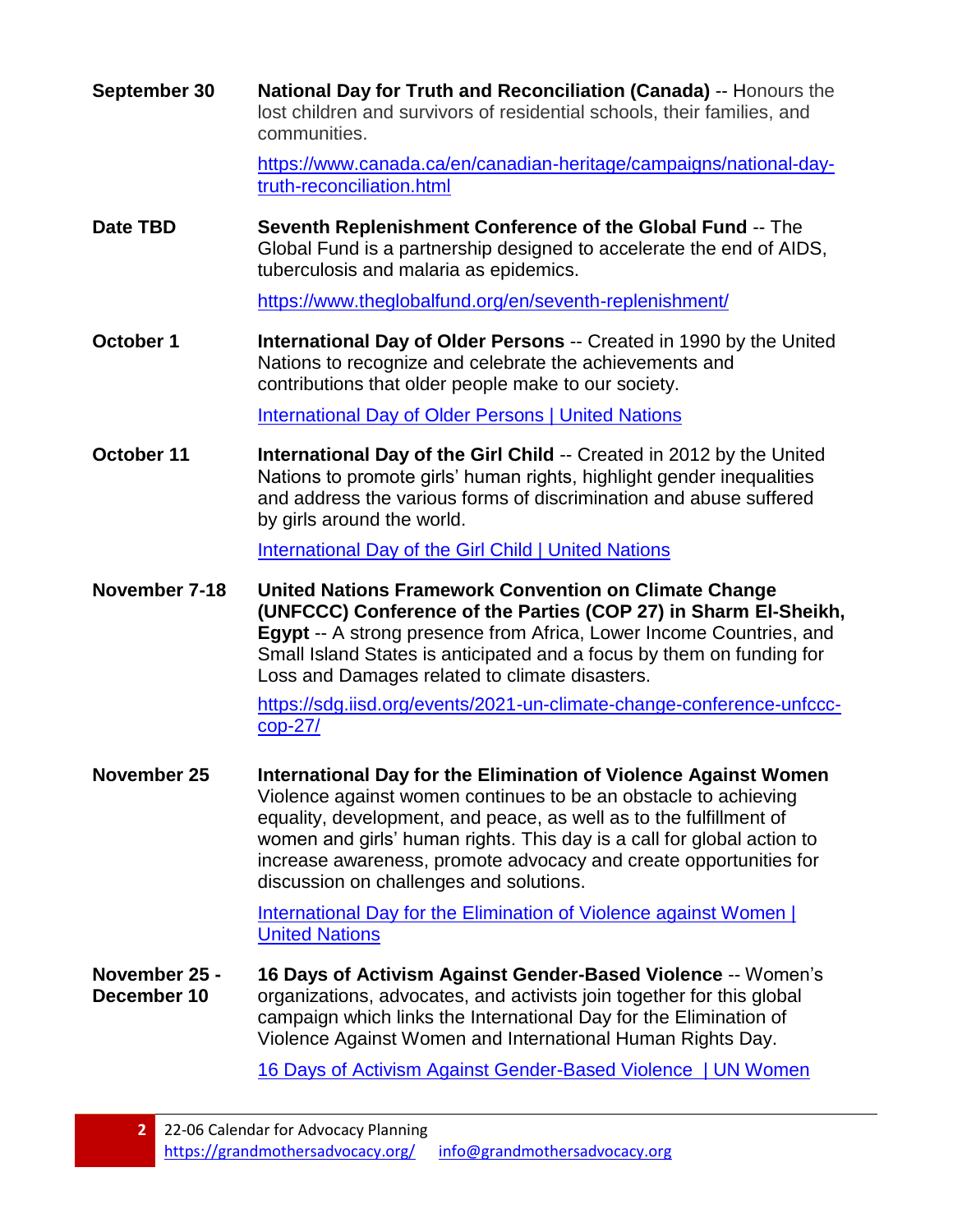**September 30** — **National Day for Truth and Reconciliation (Canada)** -- Honours the lost children and survivors of residential schools, their families, and communities.

https://www.canada.ca/en/canadian-heritage/campaigns/national-day-truth-reconciliation.html

**Date TBD** — **Seventh Replenishment Conference of the Global Fund** -- The Global Fund is a partnership designed to accelerate the end of AIDS, tuberculosis and malaria as epidemics.

https://www.theglobalfund.org/en/seventh-replenishment/

**October 1** — **International Day of Older Persons** -- Created in 1990 by the United Nations to recognize and celebrate the achievements and contributions that older people make to our society.

International Day of Older Persons | United Nations

**October 11** — **International Day of the Girl Child** -- Created in 2012 by the United Nations to promote girls' human rights, highlight gender inequalities and address the various forms of discrimination and abuse suffered by girls around the world.

International Day of the Girl Child | United Nations

**November 7-18** — **United Nations Framework Convention on Climate Change (UNFCCC) Conference of the Parties (COP 27) in Sharm El-Sheikh, Egypt** -- A strong presence from Africa, Lower Income Countries, and Small Island States is anticipated and a focus by them on funding for Loss and Damages related to climate disasters.

https://sdg.iisd.org/events/2021-un-climate-change-conference-unfccc-cop-27/

**November 25** — **International Day for the Elimination of Violence Against Women** Violence against women continues to be an obstacle to achieving equality, development, and peace, as well as to the fulfillment of women and girls' human rights. This day is a call for global action to increase awareness, promote advocacy and create opportunities for discussion on challenges and solutions.

International Day for the Elimination of Violence against Women | United Nations

**November 25 - December 10** — **16 Days of Activism Against Gender-Based Violence** -- Women's organizations, advocates, and activists join together for this global campaign which links the International Day for the Elimination of Violence Against Women and International Human Rights Day.

16 Days of Activism Against Gender-Based Violence | UN Women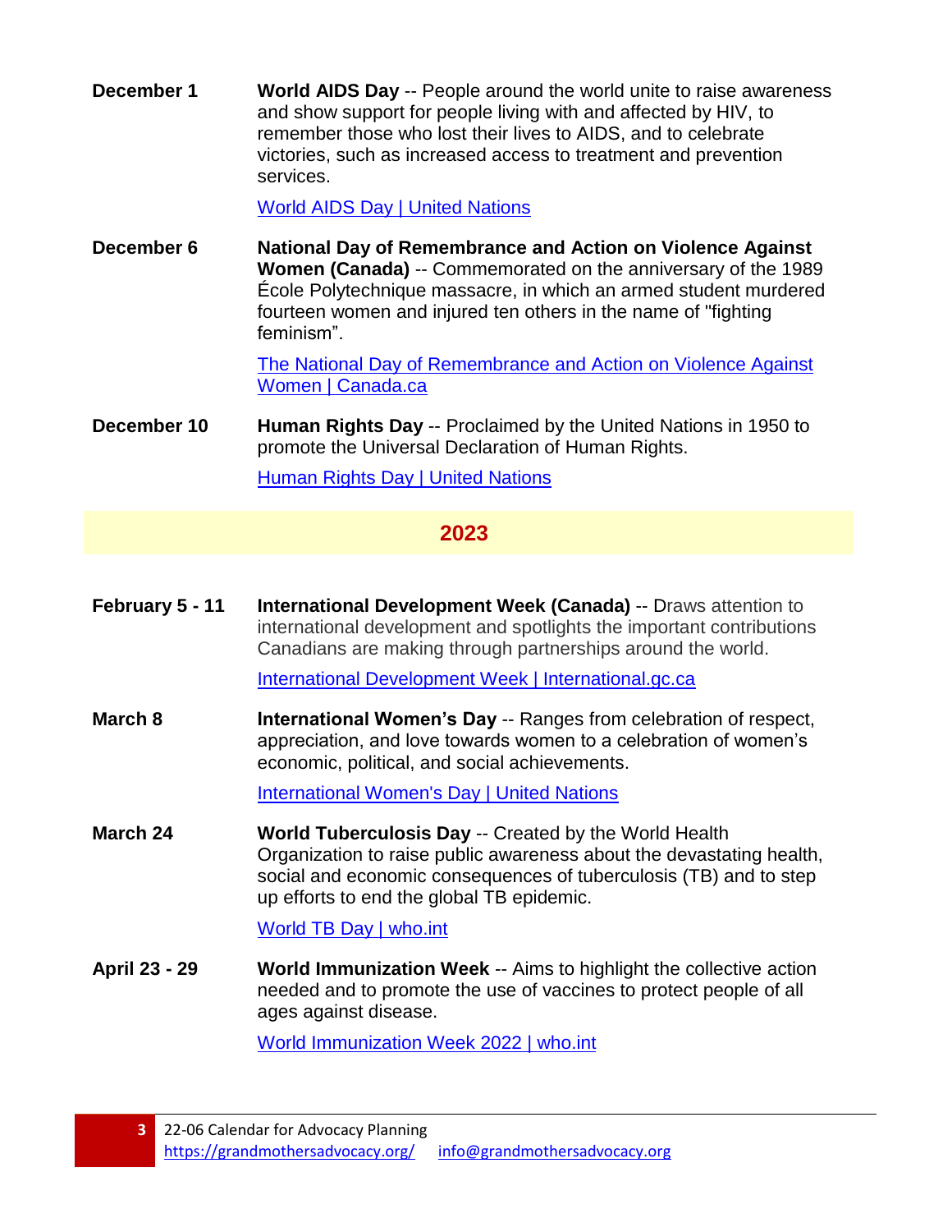**December 1** — **World AIDS Day** -- People around the world unite to raise awareness and show support for people living with and affected by HIV, to remember those who lost their lives to AIDS, and to celebrate victories, such as increased access to treatment and prevention services.

World AIDS Day | United Nations

**December 6** — **National Day of Remembrance and Action on Violence Against Women (Canada)** -- Commemorated on the anniversary of the 1989 École Polytechnique massacre, in which an armed student murdered fourteen women and injured ten others in the name of "fighting feminism".

The National Day of Remembrance and Action on Violence Against Women | Canada.ca

**December 10** — **Human Rights Day** -- Proclaimed by the United Nations in 1950 to promote the Universal Declaration of Human Rights.

Human Rights Day | United Nations

## 2023

**February 5 - 11** — **International Development Week (Canada)** -- Draws attention to international development and spotlights the important contributions Canadians are making through partnerships around the world.

International Development Week | International.gc.ca

**March 8** — **International Women's Day** -- Ranges from celebration of respect, appreciation, and love towards women to a celebration of women's economic, political, and social achievements.

International Women's Day | United Nations

**March 24** — **World Tuberculosis Day** -- Created by the World Health Organization to raise public awareness about the devastating health, social and economic consequences of tuberculosis (TB) and to step up efforts to end the global TB epidemic.

World TB Day | who.int

**April 23 - 29** — **World Immunization Week** -- Aims to highlight the collective action needed and to promote the use of vaccines to protect people of all ages against disease.

World Immunization Week 2022 | who.int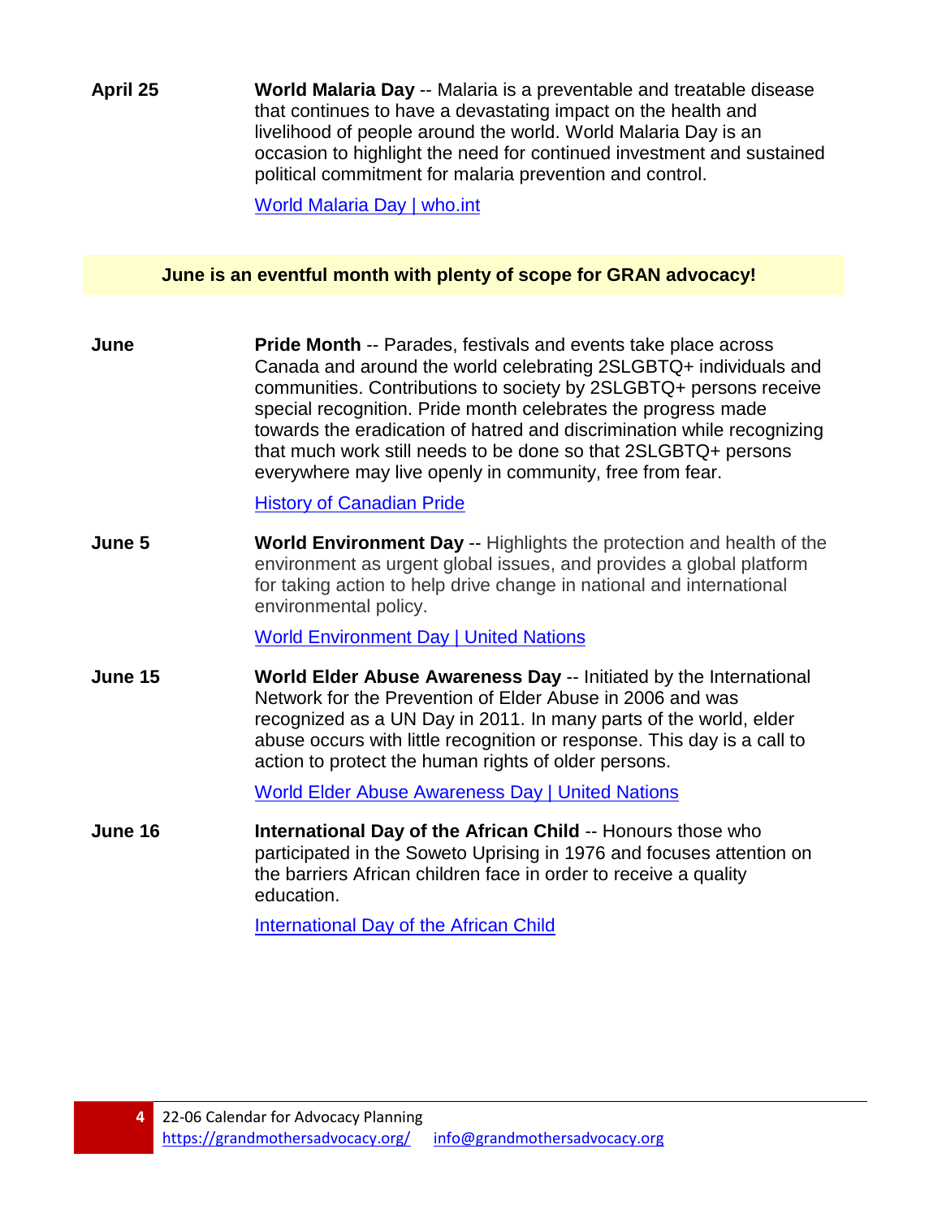**April 25** **World Malaria Day** -- Malaria is a preventable and treatable disease that continues to have a devastating impact on the health and livelihood of people around the world. World Malaria Day is an occasion to highlight the need for continued investment and sustained political commitment for malaria prevention and control.

World Malaria Day | who.int

**June is an eventful month with plenty of scope for GRAN advocacy!**

**June** **Pride Month** -- Parades, festivals and events take place across Canada and around the world celebrating 2SLGBTQ+ individuals and communities. Contributions to society by 2SLGBTQ+ persons receive special recognition. Pride month celebrates the progress made towards the eradication of hatred and discrimination while recognizing that much work still needs to be done so that 2SLGBTQ+ persons everywhere may live openly in community, free from fear.

History of Canadian Pride

**June 5** **World Environment Day** -- Highlights the protection and health of the environment as urgent global issues, and provides a global platform for taking action to help drive change in national and international environmental policy.

World Environment Day | United Nations

**June 15** **World Elder Abuse Awareness Day** -- Initiated by the International Network for the Prevention of Elder Abuse in 2006 and was recognized as a UN Day in 2011. In many parts of the world, elder abuse occurs with little recognition or response. This day is a call to action to protect the human rights of older persons.

World Elder Abuse Awareness Day | United Nations

**June 16** **International Day of the African Child** -- Honours those who participated in the Soweto Uprising in 1976 and focuses attention on the barriers African children face in order to receive a quality education.

International Day of the African Child